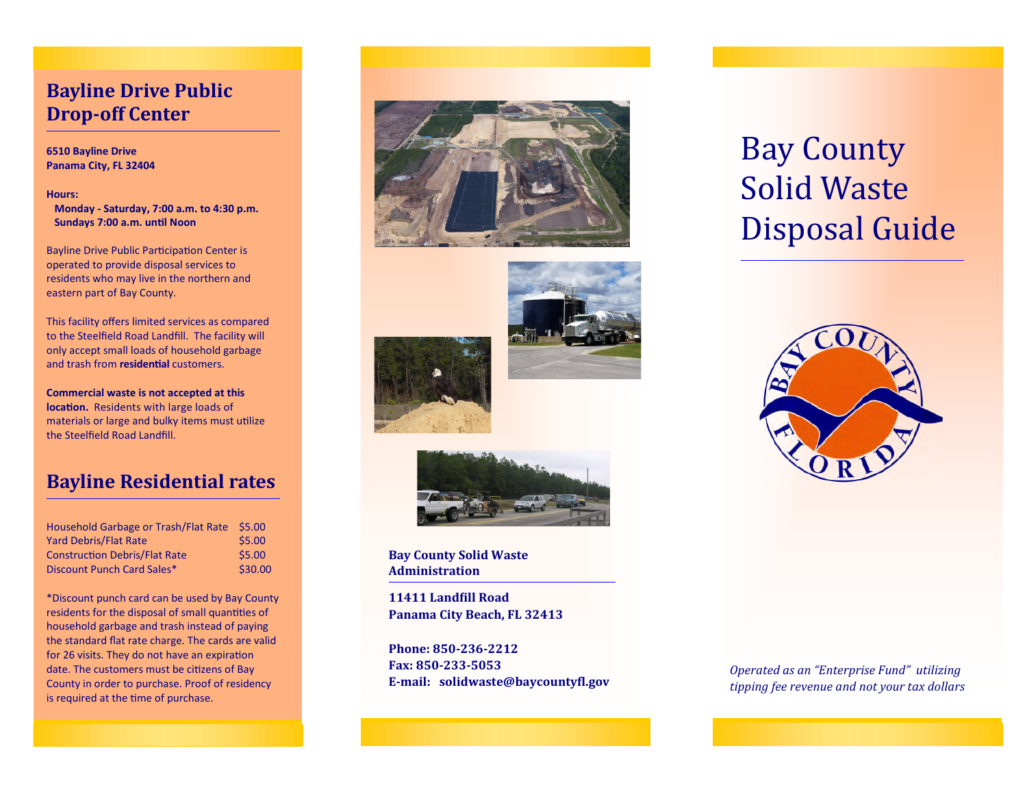## Bayline Drive Public Drop-off Center

**6510 Bayline Drive**
**Panama City, FL 32404**

**Hours:**
**Monday - Saturday, 7:00 a.m. to 4:30 p.m.**
**Sundays 7:00 a.m. until Noon**

Bayline Drive Public Participation Center is operated to provide disposal services to residents who may live in the northern and eastern part of Bay County.

This facility offers limited services as compared to the Steelfield Road Landfill. The facility will only accept small loads of household garbage and trash from **residential** customers.

**Commercial waste is not accepted at this location.** Residents with large loads of materials or large and bulky items must utilize the Steelfield Road Landfill.

## Bayline Residential rates

| | |
|---|---|
| Household Garbage or Trash/Flat Rate | $5.00 |
| Yard Debris/Flat Rate | $5.00 |
| Construction Debris/Flat Rate | $5.00 |
| Discount Punch Card Sales* | $30.00 |

*Discount punch card can be used by Bay County residents for the disposal of small quantities of household garbage and trash instead of paying the standard flat rate charge. The cards are valid for 26 visits. They do not have an expiration date. The customers must be citizens of Bay County in order to purchase. Proof of residency is required at the time of purchase.

**Bay County Solid Waste Administration**

**11411 Landfill Road**
**Panama City Beach, FL 32413**

**Phone: 850-236-2212**
**Fax: 850-233-5053**
**E-mail: solidwaste@baycountyfl.gov**

# Bay County Solid Waste Disposal Guide

BAY COUNTY FLORIDA

*Operated as an "Enterprise Fund" utilizing tipping fee revenue and not your tax dollars*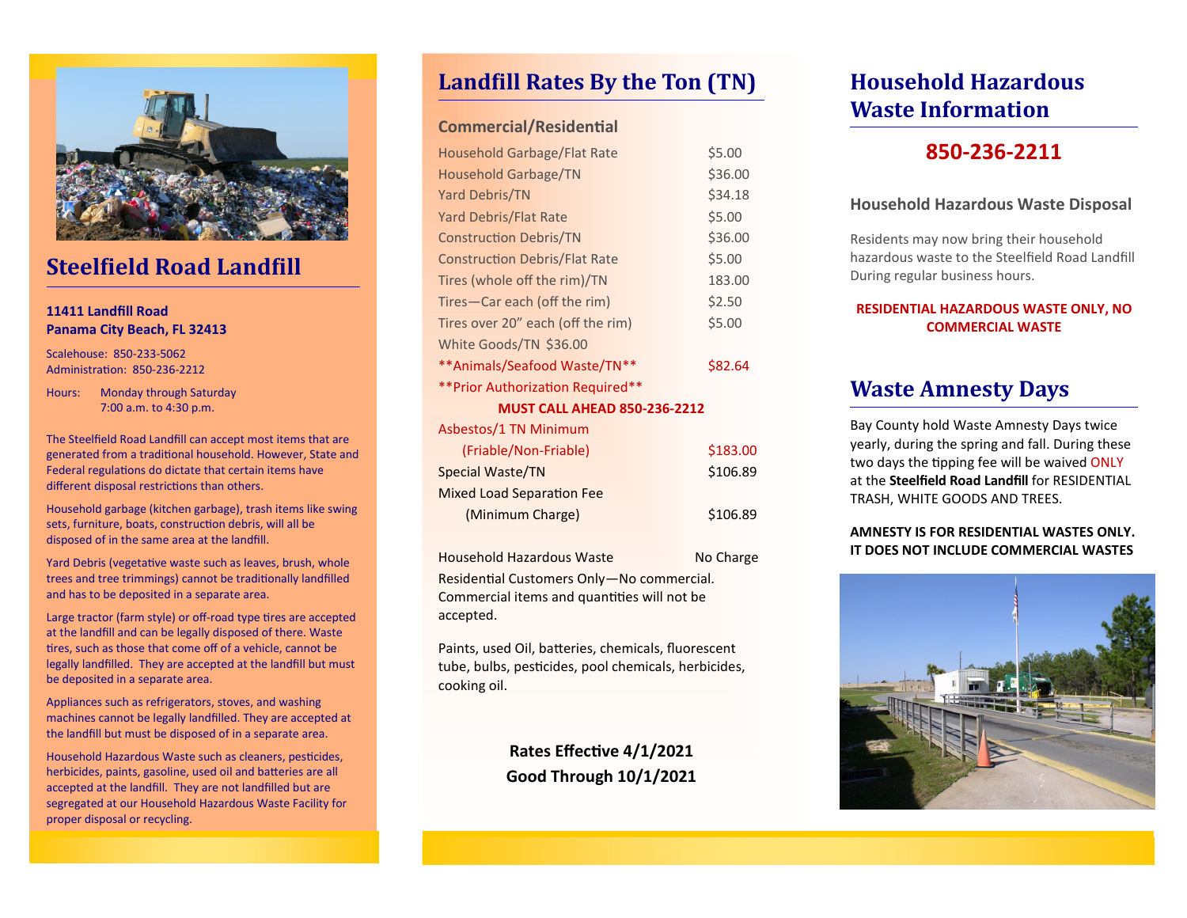## Steelfield Road Landfill

**11411 Landfill Road**
**Panama City Beach, FL 32413**

Scalehouse: 850-233-5062
Administration: 850-236-2212

Hours: Monday through Saturday
7:00 a.m. to 4:30 p.m.

The Steelfield Road Landfill can accept most items that are generated from a traditional household. However, State and Federal regulations do dictate that certain items have different disposal restrictions than others.

Household garbage (kitchen garbage), trash items like swing sets, furniture, boats, construction debris, will all be disposed of in the same area at the landfill.

Yard Debris (vegetative waste such as leaves, brush, whole trees and tree trimmings) cannot be traditionally landfilled and has to be deposited in a separate area.

Large tractor (farm style) or off-road type tires are accepted at the landfill and can be legally disposed of there. Waste tires, such as those that come off of a vehicle, cannot be legally landfilled. They are accepted at the landfill but must be deposited in a separate area.

Appliances such as refrigerators, stoves, and washing machines cannot be legally landfilled. They are accepted at the landfill but must be disposed of in a separate area.

Household Hazardous Waste such as cleaners, pesticides, herbicides, paints, gasoline, used oil and batteries are all accepted at the landfill. They are not landfilled but are segregated at our Household Hazardous Waste Facility for proper disposal or recycling.

## Landfill Rates By the Ton (TN)

### Commercial/Residential

| | |
|---|---|
| Household Garbage/Flat Rate | $5.00 |
| Household Garbage/TN | $36.00 |
| Yard Debris/TN | $34.18 |
| Yard Debris/Flat Rate | $5.00 |
| Construction Debris/TN | $36.00 |
| Construction Debris/Flat Rate | $5.00 |
| Tires (whole off the rim)/TN | 183.00 |
| Tires—Car each (off the rim) | $2.50 |
| Tires over 20" each (off the rim) | $5.00 |
| White Goods/TN $36.00 | |
| **Animals/Seafood Waste/TN** | $82.64 |
| **Prior Authorization Required** | |
| **MUST CALL AHEAD 850-236-2212** | |
| Asbestos/1 TN Minimum (Friable/Non-Friable) | $183.00 |
| Special Waste/TN | $106.89 |
| Mixed Load Separation Fee (Minimum Charge) | $106.89 |

Household Hazardous Waste — No Charge

Residential Customers Only—No commercial. Commercial items and quantities will not be accepted.

Paints, used Oil, batteries, chemicals, fluorescent tube, bulbs, pesticides, pool chemicals, herbicides, cooking oil.

**Rates Effective 4/1/2021**
**Good Through 10/1/2021**

## Household Hazardous Waste Information

**850-236-2211**

### Household Hazardous Waste Disposal

Residents may now bring their household hazardous waste to the Steelfield Road Landfill During regular business hours.

**RESIDENTIAL HAZARDOUS WASTE ONLY, NO COMMERCIAL WASTE**

## Waste Amnesty Days

Bay County hold Waste Amnesty Days twice yearly, during the spring and fall. During these two days the tipping fee will be waived ONLY at the **Steelfield Road Landfill** for RESIDENTIAL TRASH, WHITE GOODS AND TREES.

**AMNESTY IS FOR RESIDENTIAL WASTES ONLY. IT DOES NOT INCLUDE COMMERCIAL WASTES**